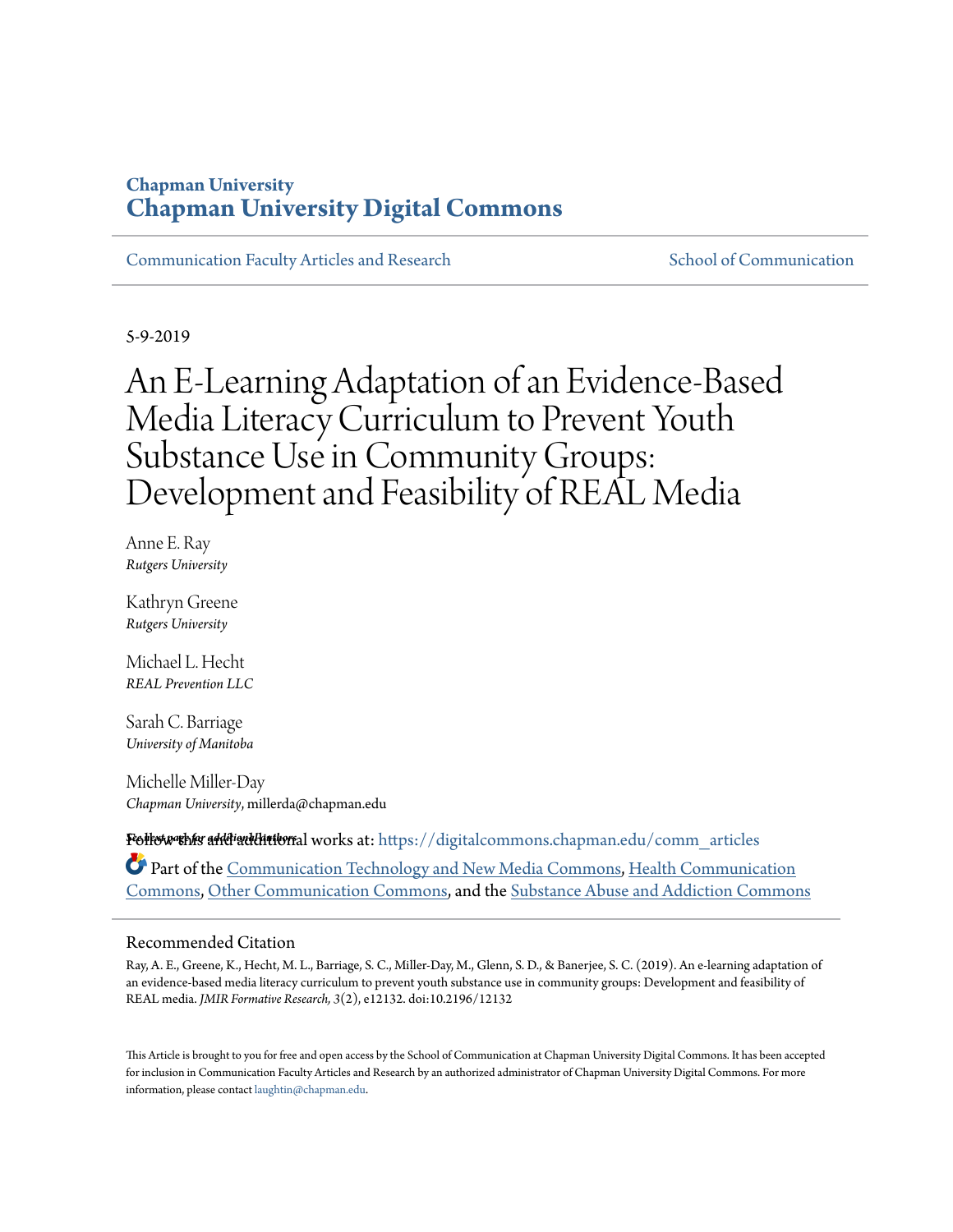Chapman University

# Chapman University Digital Commons

Communication Faculty Articles and Research — School of Communication

5-9-2019

# An E-Learning Adaptation of an Evidence-Based Media Literacy Curriculum to Prevent Youth Substance Use in Community Groups: Development and Feasibility of REAL Media

Anne E. Ray
*Rutgers University*

Kathryn Greene
*Rutgers University*

Michael L. Hecht
*REAL Prevention LLC*

Sarah C. Barriage
*University of Manitoba*

Michelle Miller-Day
*Chapman University*, millerda@chapman.edu

*See next page for additional authors*

Follow this and additional works at: https://digitalcommons.chapman.edu/comm_articles

Part of the Communication Technology and New Media Commons, Health Communication Commons, Other Communication Commons, and the Substance Abuse and Addiction Commons

## Recommended Citation

Ray, A. E., Greene, K., Hecht, M. L., Barriage, S. C., Miller-Day, M., Glenn, S. D., & Banerjee, S. C. (2019). An e-learning adaptation of an evidence-based media literacy curriculum to prevent youth substance use in community groups: Development and feasibility of REAL media. *JMIR Formative Research, 3*(2), e12132. doi:10.2196/12132

This Article is brought to you for free and open access by the School of Communication at Chapman University Digital Commons. It has been accepted for inclusion in Communication Faculty Articles and Research by an authorized administrator of Chapman University Digital Commons. For more information, please contact laughtin@chapman.edu.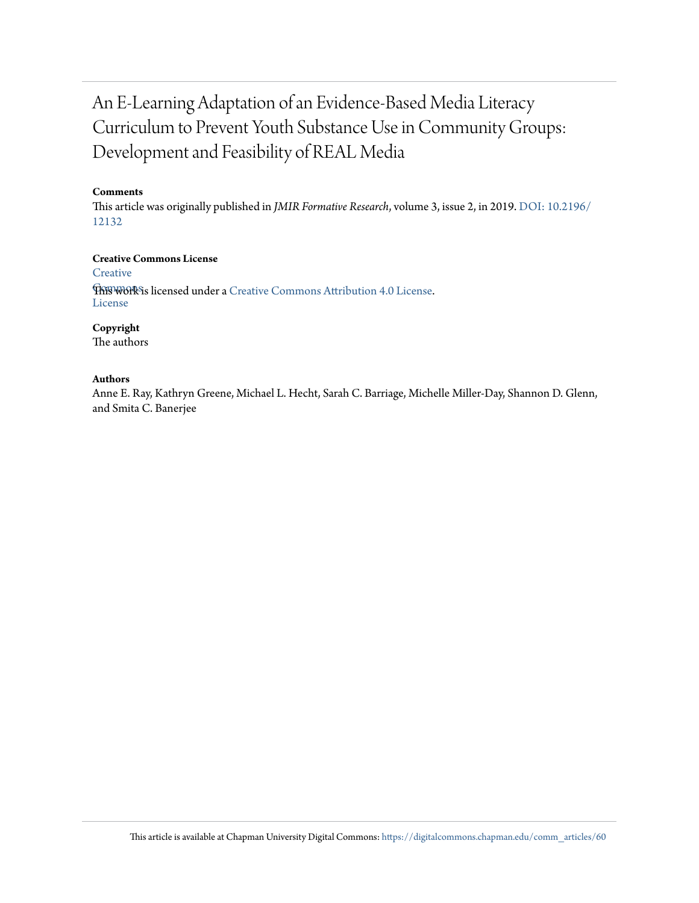# An E-Learning Adaptation of an Evidence-Based Media Literacy Curriculum to Prevent Youth Substance Use in Community Groups: Development and Feasibility of REAL Media

**Comments**

This article was originally published in *JMIR Formative Research*, volume 3, issue 2, in 2019. DOI: 10.2196/12132

**Creative Commons License**

This work is licensed under a Creative Commons Attribution 4.0 License.

**Copyright**

The authors

**Authors**

Anne E. Ray, Kathryn Greene, Michael L. Hecht, Sarah C. Barriage, Michelle Miller-Day, Shannon D. Glenn, and Smita C. Banerjee

This article is available at Chapman University Digital Commons: https://digitalcommons.chapman.edu/comm_articles/60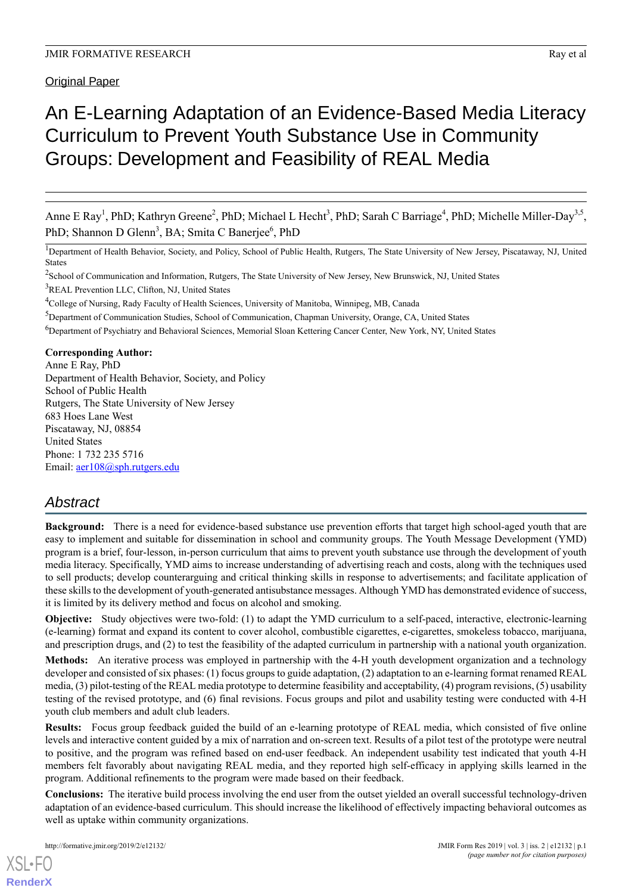Original Paper

# An E-Learning Adaptation of an Evidence-Based Media Literacy Curriculum to Prevent Youth Substance Use in Community Groups: Development and Feasibility of REAL Media

Anne E Ray[1], PhD; Kathryn Greene[2], PhD; Michael L Hecht[3], PhD; Sarah C Barriage[4], PhD; Michelle Miller-Day[3,5], PhD; Shannon D Glenn[3], BA; Smita C Banerjee[6], PhD

[1]Department of Health Behavior, Society, and Policy, School of Public Health, Rutgers, The State University of New Jersey, Piscataway, NJ, United States

[2]School of Communication and Information, Rutgers, The State University of New Jersey, New Brunswick, NJ, United States

[3]REAL Prevention LLC, Clifton, NJ, United States

[4]College of Nursing, Rady Faculty of Health Sciences, University of Manitoba, Winnipeg, MB, Canada

[5]Department of Communication Studies, School of Communication, Chapman University, Orange, CA, United States

[6]Department of Psychiatry and Behavioral Sciences, Memorial Sloan Kettering Cancer Center, New York, NY, United States

**Corresponding Author:**
Anne E Ray, PhD
Department of Health Behavior, Society, and Policy
School of Public Health
Rutgers, The State University of New Jersey
683 Hoes Lane West
Piscataway, NJ, 08854
United States
Phone: 1 732 235 5716
Email: aer108@sph.rutgers.edu

## Abstract

**Background:** There is a need for evidence-based substance use prevention efforts that target high school-aged youth that are easy to implement and suitable for dissemination in school and community groups. The Youth Message Development (YMD) program is a brief, four-lesson, in-person curriculum that aims to prevent youth substance use through the development of youth media literacy. Specifically, YMD aims to increase understanding of advertising reach and costs, along with the techniques used to sell products; develop counterarguing and critical thinking skills in response to advertisements; and facilitate application of these skills to the development of youth-generated antisubstance messages. Although YMD has demonstrated evidence of success, it is limited by its delivery method and focus on alcohol and smoking.

**Objective:** Study objectives were two-fold: (1) to adapt the YMD curriculum to a self-paced, interactive, electronic-learning (e-learning) format and expand its content to cover alcohol, combustible cigarettes, e-cigarettes, smokeless tobacco, marijuana, and prescription drugs, and (2) to test the feasibility of the adapted curriculum in partnership with a national youth organization.

**Methods:** An iterative process was employed in partnership with the 4-H youth development organization and a technology developer and consisted of six phases: (1) focus groups to guide adaptation, (2) adaptation to an e-learning format renamed REAL media, (3) pilot-testing of the REAL media prototype to determine feasibility and acceptability, (4) program revisions, (5) usability testing of the revised prototype, and (6) final revisions. Focus groups and pilot and usability testing were conducted with 4-H youth club members and adult club leaders.

**Results:** Focus group feedback guided the build of an e-learning prototype of REAL media, which consisted of five online levels and interactive content guided by a mix of narration and on-screen text. Results of a pilot test of the prototype were neutral to positive, and the program was refined based on end-user feedback. An independent usability test indicated that youth 4-H members felt favorably about navigating REAL media, and they reported high self-efficacy in applying skills learned in the program. Additional refinements to the program were made based on their feedback.

**Conclusions:** The iterative build process involving the end user from the outset yielded an overall successful technology-driven adaptation of an evidence-based curriculum. This should increase the likelihood of effectively impacting behavioral outcomes as well as uptake within community organizations.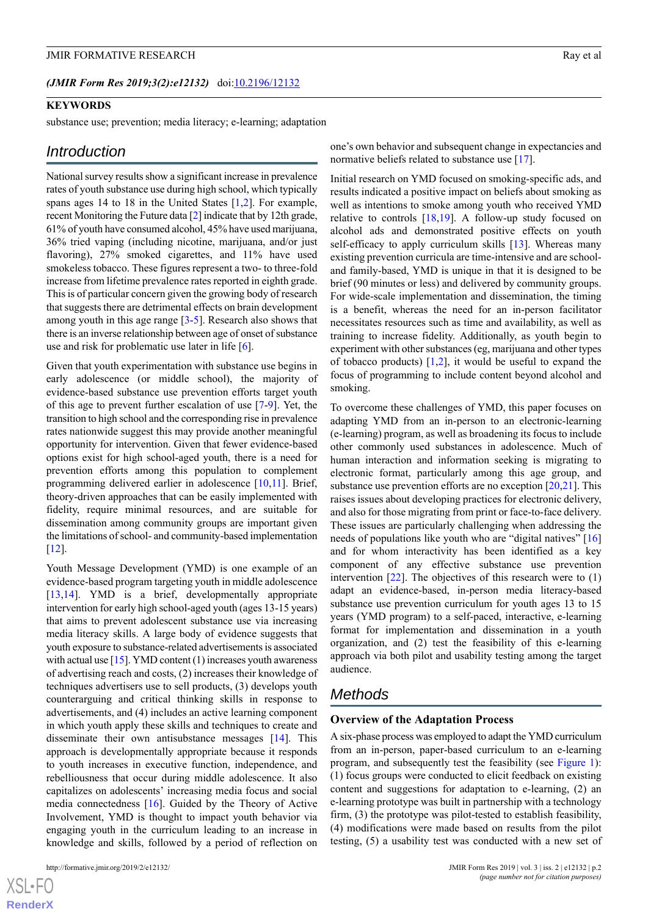(*JMIR Form Res 2019;3(2):e12132*) doi:10.2196/12132

## KEYWORDS

substance use; prevention; media literacy; e-learning; adaptation

## Introduction

National survey results show a significant increase in prevalence rates of youth substance use during high school, which typically spans ages 14 to 18 in the United States [1,2]. For example, recent Monitoring the Future data [2] indicate that by 12th grade, 61% of youth have consumed alcohol, 45% have used marijuana, 36% tried vaping (including nicotine, marijuana, and/or just flavoring), 27% smoked cigarettes, and 11% have used smokeless tobacco. These figures represent a two- to three-fold increase from lifetime prevalence rates reported in eighth grade. This is of particular concern given the growing body of research that suggests there are detrimental effects on brain development among youth in this age range [3-5]. Research also shows that there is an inverse relationship between age of onset of substance use and risk for problematic use later in life [6].

Given that youth experimentation with substance use begins in early adolescence (or middle school), the majority of evidence-based substance use prevention efforts target youth of this age to prevent further escalation of use [7-9]. Yet, the transition to high school and the corresponding rise in prevalence rates nationwide suggest this may provide another meaningful opportunity for intervention. Given that fewer evidence-based options exist for high school-aged youth, there is a need for prevention efforts among this population to complement programming delivered earlier in adolescence [10,11]. Brief, theory-driven approaches that can be easily implemented with fidelity, require minimal resources, and are suitable for dissemination among community groups are important given the limitations of school- and community-based implementation [12].

Youth Message Development (YMD) is one example of an evidence-based program targeting youth in middle adolescence [13,14]. YMD is a brief, developmentally appropriate intervention for early high school-aged youth (ages 13-15 years) that aims to prevent adolescent substance use via increasing media literacy skills. A large body of evidence suggests that youth exposure to substance-related advertisements is associated with actual use [15]. YMD content (1) increases youth awareness of advertising reach and costs, (2) increases their knowledge of techniques advertisers use to sell products, (3) develops youth counterarguing and critical thinking skills in response to advertisements, and (4) includes an active learning component in which youth apply these skills and techniques to create and disseminate their own antisubstance messages [14]. This approach is developmentally appropriate because it responds to youth increases in executive function, independence, and rebelliousness that occur during middle adolescence. It also capitalizes on adolescents' increasing media focus and social media connectedness [16]. Guided by the Theory of Active Involvement, YMD is thought to impact youth behavior via engaging youth in the curriculum leading to an increase in knowledge and skills, followed by a period of reflection on one's own behavior and subsequent change in expectancies and normative beliefs related to substance use [17].

Initial research on YMD focused on smoking-specific ads, and results indicated a positive impact on beliefs about smoking as well as intentions to smoke among youth who received YMD relative to controls [18,19]. A follow-up study focused on alcohol ads and demonstrated positive effects on youth self-efficacy to apply curriculum skills [13]. Whereas many existing prevention curricula are time-intensive and are school- and family-based, YMD is unique in that it is designed to be brief (90 minutes or less) and delivered by community groups. For wide-scale implementation and dissemination, the timing is a benefit, whereas the need for an in-person facilitator necessitates resources such as time and availability, as well as training to increase fidelity. Additionally, as youth begin to experiment with other substances (eg, marijuana and other types of tobacco products) [1,2], it would be useful to expand the focus of programming to include content beyond alcohol and smoking.

To overcome these challenges of YMD, this paper focuses on adapting YMD from an in-person to an electronic-learning (e-learning) program, as well as broadening its focus to include other commonly used substances in adolescence. Much of human interaction and information seeking is migrating to electronic format, particularly among this age group, and substance use prevention efforts are no exception [20,21]. This raises issues about developing practices for electronic delivery, and also for those migrating from print or face-to-face delivery. These issues are particularly challenging when addressing the needs of populations like youth who are "digital natives" [16] and for whom interactivity has been identified as a key component of any effective substance use prevention intervention [22]. The objectives of this research were to (1) adapt an evidence-based, in-person media literacy-based substance use prevention curriculum for youth ages 13 to 15 years (YMD program) to a self-paced, interactive, e-learning format for implementation and dissemination in a youth organization, and (2) test the feasibility of this e-learning approach via both pilot and usability testing among the target audience.

## Methods

### Overview of the Adaptation Process

A six-phase process was employed to adapt the YMD curriculum from an in-person, paper-based curriculum to an e-learning program, and subsequently test the feasibility (see Figure 1): (1) focus groups were conducted to elicit feedback on existing content and suggestions for adaptation to e-learning, (2) an e-learning prototype was built in partnership with a technology firm, (3) the prototype was pilot-tested to establish feasibility, (4) modifications were made based on results from the pilot testing, (5) a usability test was conducted with a new set of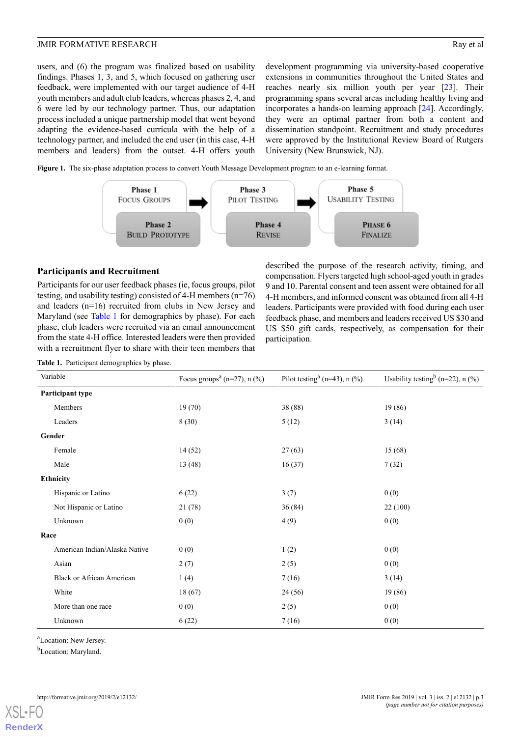users, and (6) the program was finalized based on usability findings. Phases 1, 3, and 5, which focused on gathering user feedback, were implemented with our target audience of 4-H youth members and adult club leaders, whereas phases 2, 4, and 6 were led by our technology partner. Thus, our adaptation process included a unique partnership model that went beyond adapting the evidence-based curricula with the help of a technology partner, and included the end user (in this case, 4-H members and leaders) from the outset. 4-H offers youth development programming via university-based cooperative extensions in communities throughout the United States and reaches nearly six million youth per year [23]. Their programming spans several areas including healthy living and incorporates a hands-on learning approach [24]. Accordingly, they were an optimal partner from both a content and dissemination standpoint. Recruitment and study procedures were approved by the Institutional Review Board of Rutgers University (New Brunswick, NJ).

**Figure 1.** The six-phase adaptation process to convert Youth Message Development program to an e-learning format.

Phase 1 Focus Groups → Phase 2 Build Prototype → Phase 3 Pilot Testing → Phase 4 Revise → Phase 5 Usability Testing → Phase 6 Finalize

## Participants and Recruitment

Participants for our user feedback phases (ie, focus groups, pilot testing, and usability testing) consisted of 4-H members (n=76) and leaders (n=16) recruited from clubs in New Jersey and Maryland (see Table 1 for demographics by phase). For each phase, club leaders were recruited via an email announcement from the state 4-H office. Interested leaders were then provided with a recruitment flyer to share with their teen members that described the purpose of the research activity, timing, and compensation. Flyers targeted high school-aged youth in grades 9 and 10. Parental consent and teen assent were obtained for all 4-H members, and informed consent was obtained from all 4-H leaders. Participants were provided with food during each user feedback phase, and members and leaders received US $30 and US $50 gift cards, respectively, as compensation for their participation.

**Table 1.** Participant demographics by phase.

| Variable | Focus groups[a] (n=27), n (%) | Pilot testing[a] (n=43), n (%) | Usability testing[b] (n=22), n (%) |
|---|---|---|---|
| **Participant type** | | | |
| Members | 19 (70) | 38 (88) | 19 (86) |
| Leaders | 8 (30) | 5 (12) | 3 (14) |
| **Gender** | | | |
| Female | 14 (52) | 27 (63) | 15 (68) |
| Male | 13 (48) | 16 (37) | 7 (32) |
| **Ethnicity** | | | |
| Hispanic or Latino | 6 (22) | 3 (7) | 0 (0) |
| Not Hispanic or Latino | 21 (78) | 36 (84) | 22 (100) |
| Unknown | 0 (0) | 4 (9) | 0 (0) |
| **Race** | | | |
| American Indian/Alaska Native | 0 (0) | 1 (2) | 0 (0) |
| Asian | 2 (7) | 2 (5) | 0 (0) |
| Black or African American | 1 (4) | 7 (16) | 3 (14) |
| White | 18 (67) | 24 (56) | 19 (86) |
| More than one race | 0 (0) | 2 (5) | 0 (0) |
| Unknown | 6 (22) | 7 (16) | 0 (0) |

[a]Location: New Jersey.

[b]Location: Maryland.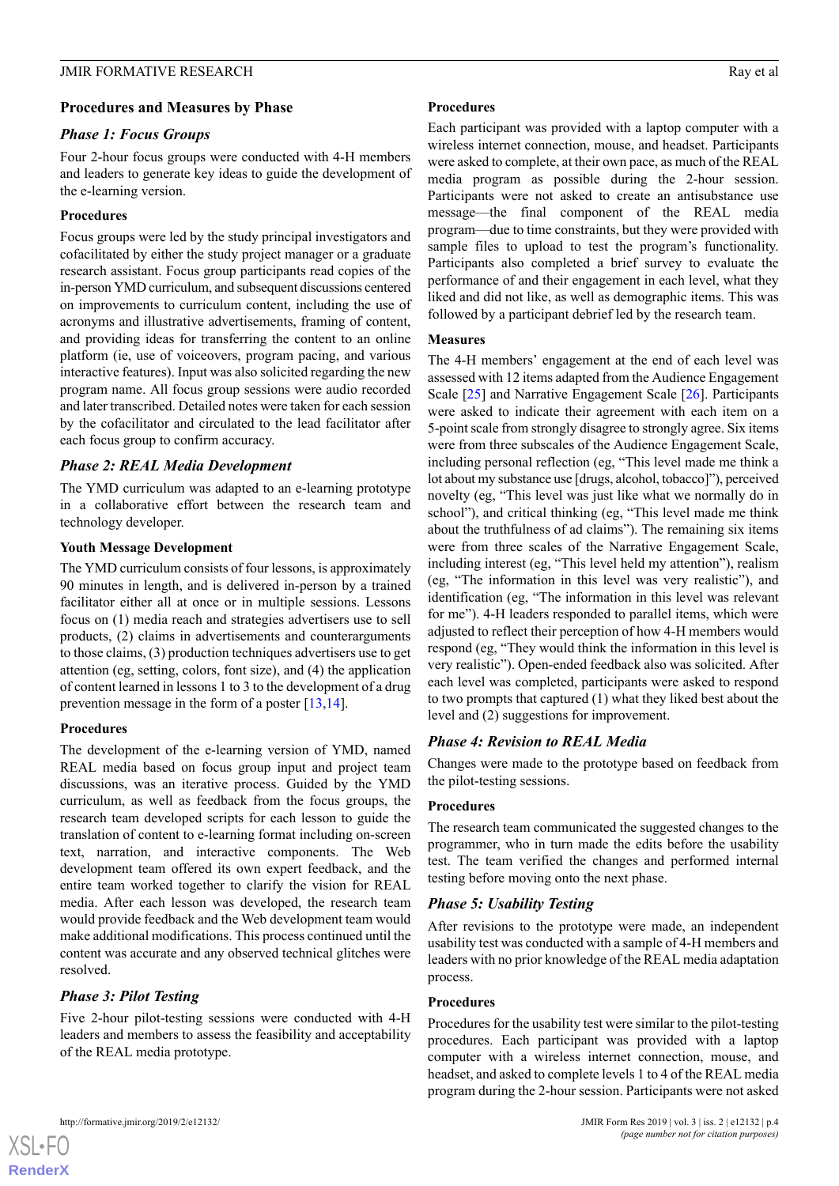## Procedures and Measures by Phase

### *Phase 1: Focus Groups*

Four 2-hour focus groups were conducted with 4-H members and leaders to generate key ideas to guide the development of the e-learning version.

#### Procedures

Focus groups were led by the study principal investigators and cofacilitated by either the study project manager or a graduate research assistant. Focus group participants read copies of the in-person YMD curriculum, and subsequent discussions centered on improvements to curriculum content, including the use of acronyms and illustrative advertisements, framing of content, and providing ideas for transferring the content to an online platform (ie, use of voiceovers, program pacing, and various interactive features). Input was also solicited regarding the new program name. All focus group sessions were audio recorded and later transcribed. Detailed notes were taken for each session by the cofacilitator and circulated to the lead facilitator after each focus group to confirm accuracy.

### *Phase 2: REAL Media Development*

The YMD curriculum was adapted to an e-learning prototype in a collaborative effort between the research team and technology developer.

#### Youth Message Development

The YMD curriculum consists of four lessons, is approximately 90 minutes in length, and is delivered in-person by a trained facilitator either all at once or in multiple sessions. Lessons focus on (1) media reach and strategies advertisers use to sell products, (2) claims in advertisements and counterarguments to those claims, (3) production techniques advertisers use to get attention (eg, setting, colors, font size), and (4) the application of content learned in lessons 1 to 3 to the development of a drug prevention message in the form of a poster [13,14].

#### Procedures

The development of the e-learning version of YMD, named REAL media based on focus group input and project team discussions, was an iterative process. Guided by the YMD curriculum, as well as feedback from the focus groups, the research team developed scripts for each lesson to guide the translation of content to e-learning format including on-screen text, narration, and interactive components. The Web development team offered its own expert feedback, and the entire team worked together to clarify the vision for REAL media. After each lesson was developed, the research team would provide feedback and the Web development team would make additional modifications. This process continued until the content was accurate and any observed technical glitches were resolved.

### *Phase 3: Pilot Testing*

Five 2-hour pilot-testing sessions were conducted with 4-H leaders and members to assess the feasibility and acceptability of the REAL media prototype.

#### Procedures

Each participant was provided with a laptop computer with a wireless internet connection, mouse, and headset. Participants were asked to complete, at their own pace, as much of the REAL media program as possible during the 2-hour session. Participants were not asked to create an antisubstance use message—the final component of the REAL media program—due to time constraints, but they were provided with sample files to upload to test the program's functionality. Participants also completed a brief survey to evaluate the performance of and their engagement in each level, what they liked and did not like, as well as demographic items. This was followed by a participant debrief led by the research team.

#### Measures

The 4-H members' engagement at the end of each level was assessed with 12 items adapted from the Audience Engagement Scale [25] and Narrative Engagement Scale [26]. Participants were asked to indicate their agreement with each item on a 5-point scale from strongly disagree to strongly agree. Six items were from three subscales of the Audience Engagement Scale, including personal reflection (eg, "This level made me think a lot about my substance use [drugs, alcohol, tobacco]"), perceived novelty (eg, "This level was just like what we normally do in school"), and critical thinking (eg, "This level made me think about the truthfulness of ad claims"). The remaining six items were from three scales of the Narrative Engagement Scale, including interest (eg, "This level held my attention"), realism (eg, "The information in this level was very realistic"), and identification (eg, "The information in this level was relevant for me"). 4-H leaders responded to parallel items, which were adjusted to reflect their perception of how 4-H members would respond (eg, "They would think the information in this level is very realistic"). Open-ended feedback also was solicited. After each level was completed, participants were asked to respond to two prompts that captured (1) what they liked best about the level and (2) suggestions for improvement.

### *Phase 4: Revision to REAL Media*

Changes were made to the prototype based on feedback from the pilot-testing sessions.

#### Procedures

The research team communicated the suggested changes to the programmer, who in turn made the edits before the usability test. The team verified the changes and performed internal testing before moving onto the next phase.

### *Phase 5: Usability Testing*

After revisions to the prototype were made, an independent usability test was conducted with a sample of 4-H members and leaders with no prior knowledge of the REAL media adaptation process.

#### Procedures

Procedures for the usability test were similar to the pilot-testing procedures. Each participant was provided with a laptop computer with a wireless internet connection, mouse, and headset, and asked to complete levels 1 to 4 of the REAL media program during the 2-hour session. Participants were not asked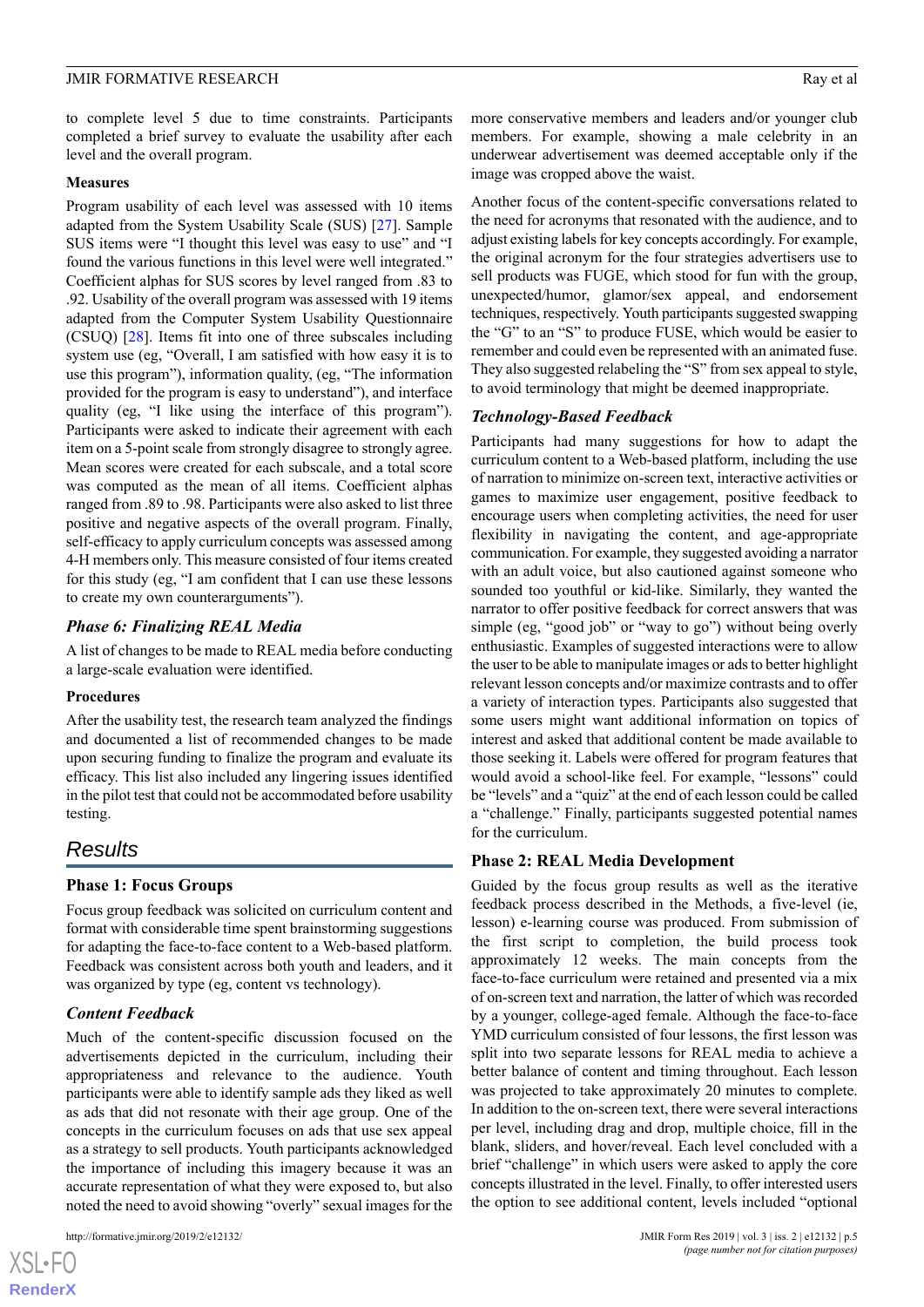to complete level 5 due to time constraints. Participants completed a brief survey to evaluate the usability after each level and the overall program.

#### Measures

Program usability of each level was assessed with 10 items adapted from the System Usability Scale (SUS) [27]. Sample SUS items were "I thought this level was easy to use" and "I found the various functions in this level were well integrated." Coefficient alphas for SUS scores by level ranged from .83 to .92. Usability of the overall program was assessed with 19 items adapted from the Computer System Usability Questionnaire (CSUQ) [28]. Items fit into one of three subscales including system use (eg, "Overall, I am satisfied with how easy it is to use this program"), information quality, (eg, "The information provided for the program is easy to understand"), and interface quality (eg, "I like using the interface of this program"). Participants were asked to indicate their agreement with each item on a 5-point scale from strongly disagree to strongly agree. Mean scores were created for each subscale, and a total score was computed as the mean of all items. Coefficient alphas ranged from .89 to .98. Participants were also asked to list three positive and negative aspects of the overall program. Finally, self-efficacy to apply curriculum concepts was assessed among 4-H members only. This measure consisted of four items created for this study (eg, "I am confident that I can use these lessons to create my own counterarguments").

### Phase 6: Finalizing REAL Media

A list of changes to be made to REAL media before conducting a large-scale evaluation were identified.

#### Procedures

After the usability test, the research team analyzed the findings and documented a list of recommended changes to be made upon securing funding to finalize the program and evaluate its efficacy. This list also included any lingering issues identified in the pilot test that could not be accommodated before usability testing.

## Results

### Phase 1: Focus Groups

Focus group feedback was solicited on curriculum content and format with considerable time spent brainstorming suggestions for adapting the face-to-face content to a Web-based platform. Feedback was consistent across both youth and leaders, and it was organized by type (eg, content vs technology).

#### Content Feedback

Much of the content-specific discussion focused on the advertisements depicted in the curriculum, including their appropriateness and relevance to the audience. Youth participants were able to identify sample ads they liked as well as ads that did not resonate with their age group. One of the concepts in the curriculum focuses on ads that use sex appeal as a strategy to sell products. Youth participants acknowledged the importance of including this imagery because it was an accurate representation of what they were exposed to, but also noted the need to avoid showing "overly" sexual images for the more conservative members and leaders and/or younger club members. For example, showing a male celebrity in an underwear advertisement was deemed acceptable only if the image was cropped above the waist.

Another focus of the content-specific conversations related to the need for acronyms that resonated with the audience, and to adjust existing labels for key concepts accordingly. For example, the original acronym for the four strategies advertisers use to sell products was FUGE, which stood for fun with the group, unexpected/humor, glamor/sex appeal, and endorsement techniques, respectively. Youth participants suggested swapping the "G" to an "S" to produce FUSE, which would be easier to remember and could even be represented with an animated fuse. They also suggested relabeling the "S" from sex appeal to style, to avoid terminology that might be deemed inappropriate.

#### Technology-Based Feedback

Participants had many suggestions for how to adapt the curriculum content to a Web-based platform, including the use of narration to minimize on-screen text, interactive activities or games to maximize user engagement, positive feedback to encourage users when completing activities, the need for user flexibility in navigating the content, and age-appropriate communication. For example, they suggested avoiding a narrator with an adult voice, but also cautioned against someone who sounded too youthful or kid-like. Similarly, they wanted the narrator to offer positive feedback for correct answers that was simple (eg, "good job" or "way to go") without being overly enthusiastic. Examples of suggested interactions were to allow the user to be able to manipulate images or ads to better highlight relevant lesson concepts and/or maximize contrasts and to offer a variety of interaction types. Participants also suggested that some users might want additional information on topics of interest and asked that additional content be made available to those seeking it. Labels were offered for program features that would avoid a school-like feel. For example, "lessons" could be "levels" and a "quiz" at the end of each lesson could be called a "challenge." Finally, participants suggested potential names for the curriculum.

### Phase 2: REAL Media Development

Guided by the focus group results as well as the iterative feedback process described in the Methods, a five-level (ie, lesson) e-learning course was produced. From submission of the first script to completion, the build process took approximately 12 weeks. The main concepts from the face-to-face curriculum were retained and presented via a mix of on-screen text and narration, the latter of which was recorded by a younger, college-aged female. Although the face-to-face YMD curriculum consisted of four lessons, the first lesson was split into two separate lessons for REAL media to achieve a better balance of content and timing throughout. Each lesson was projected to take approximately 20 minutes to complete. In addition to the on-screen text, there were several interactions per level, including drag and drop, multiple choice, fill in the blank, sliders, and hover/reveal. Each level concluded with a brief "challenge" in which users were asked to apply the core concepts illustrated in the level. Finally, to offer interested users the option to see additional content, levels included "optional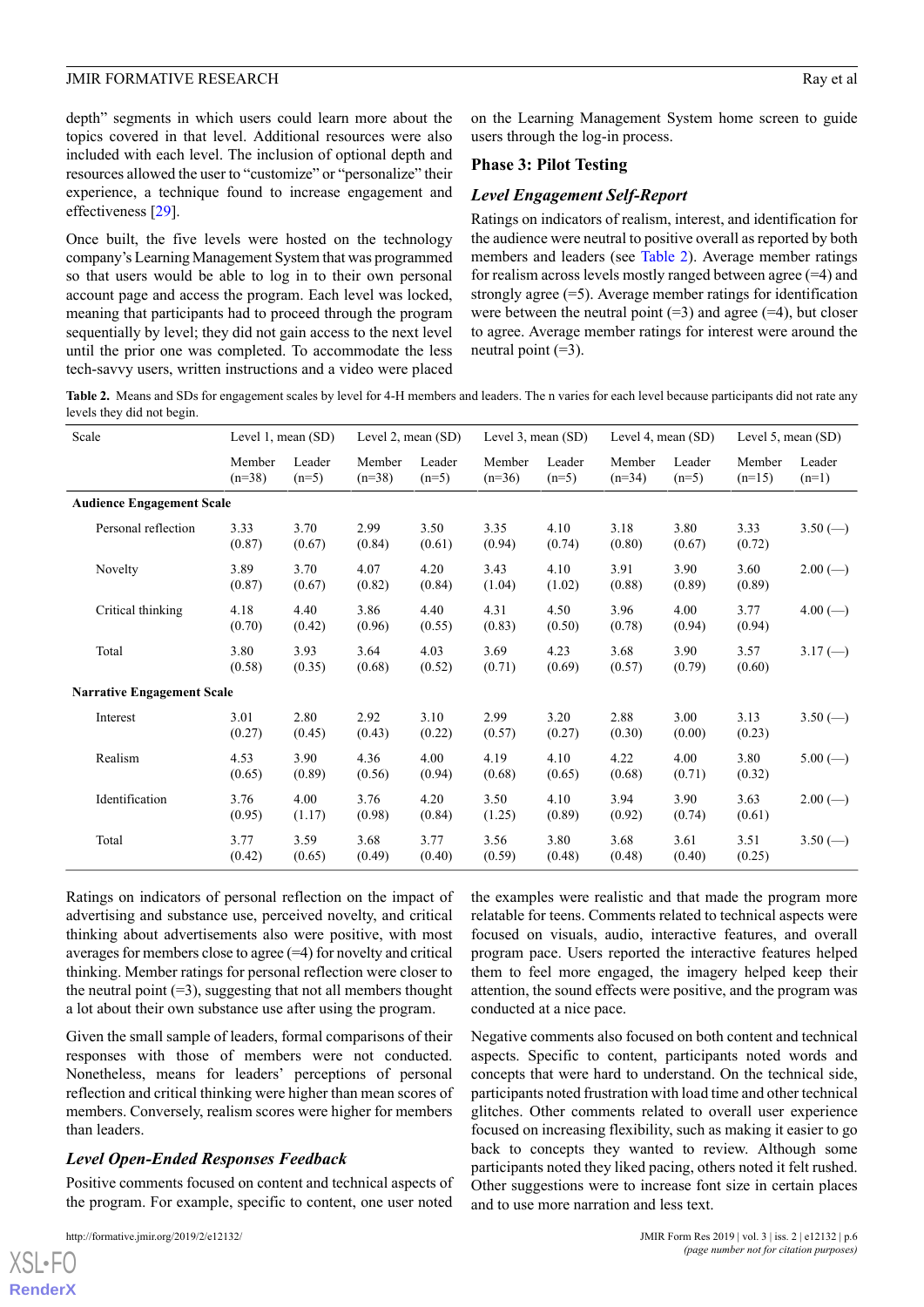depth" segments in which users could learn more about the topics covered in that level. Additional resources were also included with each level. The inclusion of optional depth and resources allowed the user to "customize" or "personalize" their experience, a technique found to increase engagement and effectiveness [29].

Once built, the five levels were hosted on the technology company's Learning Management System that was programmed so that users would be able to log in to their own personal account page and access the program. Each level was locked, meaning that participants had to proceed through the program sequentially by level; they did not gain access to the next level until the prior one was completed. To accommodate the less tech-savvy users, written instructions and a video were placed on the Learning Management System home screen to guide users through the log-in process.

## Phase 3: Pilot Testing

### Level Engagement Self-Report

Ratings on indicators of realism, interest, and identification for the audience were neutral to positive overall as reported by both members and leaders (see Table 2). Average member ratings for realism across levels mostly ranged between agree (=4) and strongly agree (=5). Average member ratings for identification were between the neutral point (=3) and agree (=4), but closer to agree. Average member ratings for interest were around the neutral point (=3).

**Table 2.** Means and SDs for engagement scales by level for 4-H members and leaders. The n varies for each level because participants did not rate any levels they did not begin.

| Scale | Level 1, mean (SD) | | Level 2, mean (SD) | | Level 3, mean (SD) | | Level 4, mean (SD) | | Level 5, mean (SD) | |
|---|---|---|---|---|---|---|---|---|---|---|
| | Member (n=38) | Leader (n=5) | Member (n=38) | Leader (n=5) | Member (n=36) | Leader (n=5) | Member (n=34) | Leader (n=5) | Member (n=15) | Leader (n=1) |
| **Audience Engagement Scale** | | | | | | | | | | |
| Personal reflection | 3.33 (0.87) | 3.70 (0.67) | 2.99 (0.84) | 3.50 (0.61) | 3.35 (0.94) | 4.10 (0.74) | 3.18 (0.80) | 3.80 (0.67) | 3.33 (0.72) | 3.50 (—) |
| Novelty | 3.89 (0.87) | 3.70 (0.67) | 4.07 (0.82) | 4.20 (0.84) | 3.43 (1.04) | 4.10 (1.02) | 3.91 (0.88) | 3.90 (0.89) | 3.60 (0.89) | 2.00 (—) |
| Critical thinking | 4.18 (0.70) | 4.40 (0.42) | 3.86 (0.96) | 4.40 (0.55) | 4.31 (0.83) | 4.50 (0.50) | 3.96 (0.78) | 4.00 (0.94) | 3.77 (0.94) | 4.00 (—) |
| Total | 3.80 (0.58) | 3.93 (0.35) | 3.64 (0.68) | 4.03 (0.52) | 3.69 (0.71) | 4.23 (0.69) | 3.68 (0.57) | 3.90 (0.79) | 3.57 (0.60) | 3.17 (—) |
| **Narrative Engagement Scale** | | | | | | | | | | |
| Interest | 3.01 (0.27) | 2.80 (0.45) | 2.92 (0.43) | 3.10 (0.22) | 2.99 (0.57) | 3.20 (0.27) | 2.88 (0.30) | 3.00 (0.00) | 3.13 (0.23) | 3.50 (—) |
| Realism | 4.53 (0.65) | 3.90 (0.89) | 4.36 (0.56) | 4.00 (0.94) | 4.19 (0.68) | 4.10 (0.65) | 4.22 (0.68) | 4.00 (0.71) | 3.80 (0.32) | 5.00 (—) |
| Identification | 3.76 (0.95) | 4.00 (1.17) | 3.76 (0.98) | 4.20 (0.84) | 3.50 (1.25) | 4.10 (0.89) | 3.94 (0.92) | 3.90 (0.74) | 3.63 (0.61) | 2.00 (—) |
| Total | 3.77 (0.42) | 3.59 (0.65) | 3.68 (0.49) | 3.77 (0.40) | 3.56 (0.59) | 3.80 (0.48) | 3.68 (0.48) | 3.61 (0.40) | 3.51 (0.25) | 3.50 (—) |

Ratings on indicators of personal reflection on the impact of advertising and substance use, perceived novelty, and critical thinking about advertisements also were positive, with most averages for members close to agree (=4) for novelty and critical thinking. Member ratings for personal reflection were closer to the neutral point (=3), suggesting that not all members thought a lot about their own substance use after using the program.

Given the small sample of leaders, formal comparisons of their responses with those of members were not conducted. Nonetheless, means for leaders' perceptions of personal reflection and critical thinking were higher than mean scores of members. Conversely, realism scores were higher for members than leaders.

### Level Open-Ended Responses Feedback

Positive comments focused on content and technical aspects of the program. For example, specific to content, one user noted the examples were realistic and that made the program more relatable for teens. Comments related to technical aspects were focused on visuals, audio, interactive features, and overall program pace. Users reported the interactive features helped them to feel more engaged, the imagery helped keep their attention, the sound effects were positive, and the program was conducted at a nice pace.

Negative comments also focused on both content and technical aspects. Specific to content, participants noted words and concepts that were hard to understand. On the technical side, participants noted frustration with load time and other technical glitches. Other comments related to overall user experience focused on increasing flexibility, such as making it easier to go back to concepts they wanted to review. Although some participants noted they liked pacing, others noted it felt rushed. Other suggestions were to increase font size in certain places and to use more narration and less text.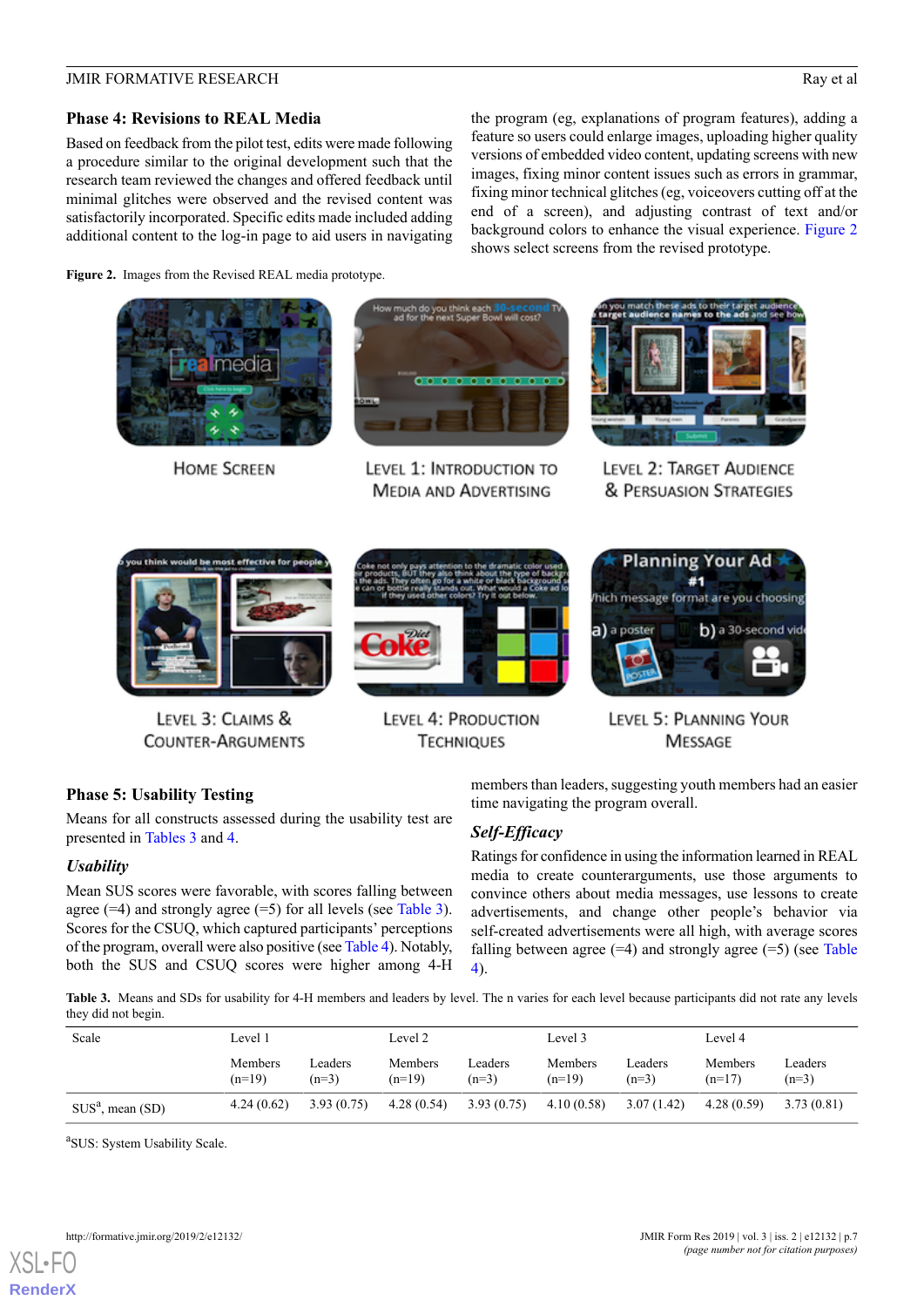### Phase 4: Revisions to REAL Media

Based on feedback from the pilot test, edits were made following a procedure similar to the original development such that the research team reviewed the changes and offered feedback until minimal glitches were observed and the revised content was satisfactorily incorporated. Specific edits made included adding additional content to the log-in page to aid users in navigating the program (eg, explanations of program features), adding a feature so users could enlarge images, uploading higher quality versions of embedded video content, updating screens with new images, fixing minor content issues such as errors in grammar, fixing minor technical glitches (eg, voiceovers cutting off at the end of a screen), and adjusting contrast of text and/or background colors to enhance the visual experience. Figure 2 shows select screens from the revised prototype.

**Figure 2.** Images from the Revised REAL media prototype.

HOME SCREEN

LEVEL 1: INTRODUCTION TO MEDIA AND ADVERTISING

LEVEL 2: TARGET AUDIENCE & PERSUASION STRATEGIES

LEVEL 3: CLAIMS & COUNTER-ARGUMENTS

LEVEL 4: PRODUCTION TECHNIQUES

LEVEL 5: PLANNING YOUR MESSAGE

### Phase 5: Usability Testing

Means for all constructs assessed during the usability test are presented in Tables 3 and 4.

#### *Usability*

Mean SUS scores were favorable, with scores falling between agree (=4) and strongly agree (=5) for all levels (see Table 3). Scores for the CSUQ, which captured participants' perceptions of the program, overall were also positive (see Table 4). Notably, both the SUS and CSUQ scores were higher among 4-H members than leaders, suggesting youth members had an easier time navigating the program overall.

#### *Self-Efficacy*

Ratings for confidence in using the information learned in REAL media to create counterarguments, use those arguments to convince others about media messages, use lessons to create advertisements, and change other people's behavior via self-created advertisements were all high, with average scores falling between agree (=4) and strongly agree (=5) (see Table 4).

**Table 3.** Means and SDs for usability for 4-H members and leaders by level. The n varies for each level because participants did not rate any levels they did not begin.

| Scale | Level 1 | | Level 2 | | Level 3 | | Level 4 | |
|---|---|---|---|---|---|---|---|---|
| | Members (n=19) | Leaders (n=3) | Members (n=19) | Leaders (n=3) | Members (n=19) | Leaders (n=3) | Members (n=17) | Leaders (n=3) |
| SUS[a], mean (SD) | 4.24 (0.62) | 3.93 (0.75) | 4.28 (0.54) | 3.93 (0.75) | 4.10 (0.58) | 3.07 (1.42) | 4.28 (0.59) | 3.73 (0.81) |

[a]SUS: System Usability Scale.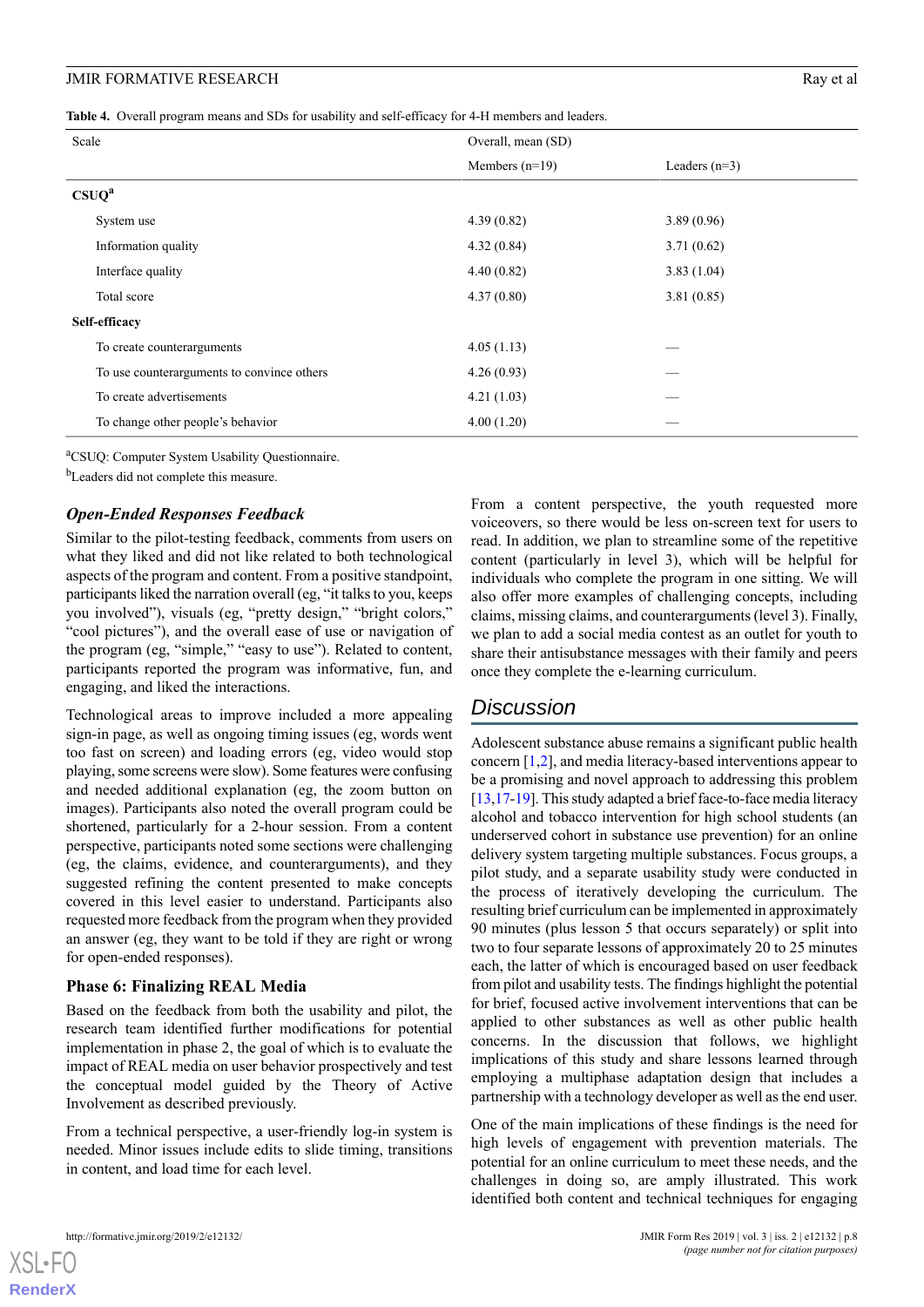**Table 4.** Overall program means and SDs for usability and self-efficacy for 4-H members and leaders.

| Scale | Overall, mean (SD) | |
|---|---|---|
| | Members (n=19) | Leaders (n=3) |
| **CSUQ**[a] | | |
| System use | 4.39 (0.82) | 3.89 (0.96) |
| Information quality | 4.32 (0.84) | 3.71 (0.62) |
| Interface quality | 4.40 (0.82) | 3.83 (1.04) |
| Total score | 4.37 (0.80) | 3.81 (0.85) |
| **Self-efficacy** | | |
| To create counterarguments | 4.05 (1.13) | — |
| To use counterarguments to convince others | 4.26 (0.93) | — |
| To create advertisements | 4.21 (1.03) | — |
| To change other people's behavior | 4.00 (1.20) | — |

[a]CSUQ: Computer System Usability Questionnaire.

[b]Leaders did not complete this measure.

### *Open-Ended Responses Feedback*

Similar to the pilot-testing feedback, comments from users on what they liked and did not like related to both technological aspects of the program and content. From a positive standpoint, participants liked the narration overall (eg, "it talks to you, keeps you involved"), visuals (eg, "pretty design," "bright colors," "cool pictures"), and the overall ease of use or navigation of the program (eg, "simple," "easy to use"). Related to content, participants reported the program was informative, fun, and engaging, and liked the interactions.

Technological areas to improve included a more appealing sign-in page, as well as ongoing timing issues (eg, words went too fast on screen) and loading errors (eg, video would stop playing, some screens were slow). Some features were confusing and needed additional explanation (eg, the zoom button on images). Participants also noted the overall program could be shortened, particularly for a 2-hour session. From a content perspective, participants noted some sections were challenging (eg, the claims, evidence, and counterarguments), and they suggested refining the content presented to make concepts covered in this level easier to understand. Participants also requested more feedback from the program when they provided an answer (eg, they want to be told if they are right or wrong for open-ended responses).

### Phase 6: Finalizing REAL Media

Based on the feedback from both the usability and pilot, the research team identified further modifications for potential implementation in phase 2, the goal of which is to evaluate the impact of REAL media on user behavior prospectively and test the conceptual model guided by the Theory of Active Involvement as described previously.

From a technical perspective, a user-friendly log-in system is needed. Minor issues include edits to slide timing, transitions in content, and load time for each level.

From a content perspective, the youth requested more voiceovers, so there would be less on-screen text for users to read. In addition, we plan to streamline some of the repetitive content (particularly in level 3), which will be helpful for individuals who complete the program in one sitting. We will also offer more examples of challenging concepts, including claims, missing claims, and counterarguments (level 3). Finally, we plan to add a social media contest as an outlet for youth to share their antisubstance messages with their family and peers once they complete the e-learning curriculum.

## Discussion

Adolescent substance abuse remains a significant public health concern [1,2], and media literacy-based interventions appear to be a promising and novel approach to addressing this problem [13,17-19]. This study adapted a brief face-to-face media literacy alcohol and tobacco intervention for high school students (an underserved cohort in substance use prevention) for an online delivery system targeting multiple substances. Focus groups, a pilot study, and a separate usability study were conducted in the process of iteratively developing the curriculum. The resulting brief curriculum can be implemented in approximately 90 minutes (plus lesson 5 that occurs separately) or split into two to four separate lessons of approximately 20 to 25 minutes each, the latter of which is encouraged based on user feedback from pilot and usability tests. The findings highlight the potential for brief, focused active involvement interventions that can be applied to other substances as well as other public health concerns. In the discussion that follows, we highlight implications of this study and share lessons learned through employing a multiphase adaptation design that includes a partnership with a technology developer as well as the end user.

One of the main implications of these findings is the need for high levels of engagement with prevention materials. The potential for an online curriculum to meet these needs, and the challenges in doing so, are amply illustrated. This work identified both content and technical techniques for engaging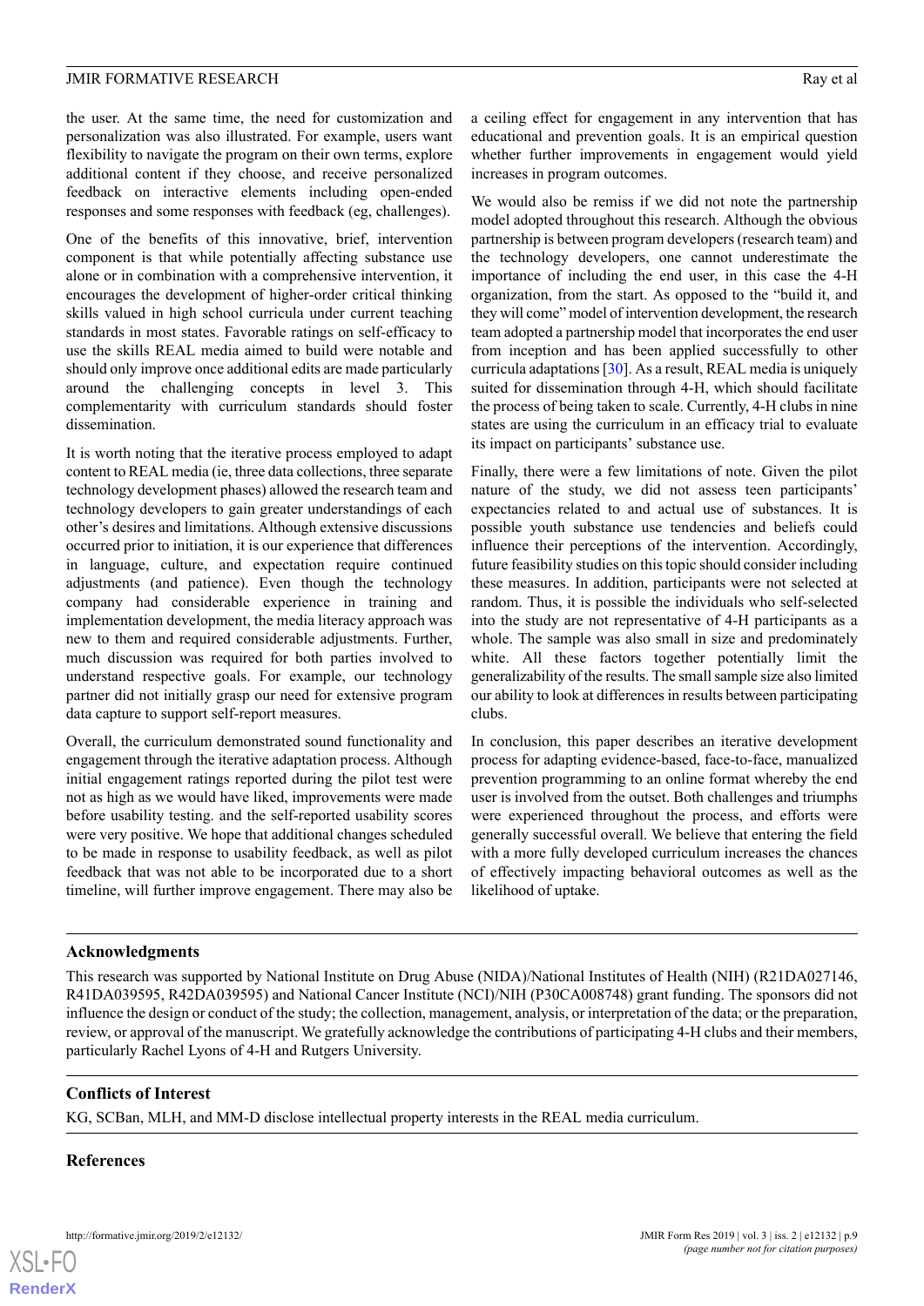the user. At the same time, the need for customization and personalization was also illustrated. For example, users want flexibility to navigate the program on their own terms, explore additional content if they choose, and receive personalized feedback on interactive elements including open-ended responses and some responses with feedback (eg, challenges).

One of the benefits of this innovative, brief, intervention component is that while potentially affecting substance use alone or in combination with a comprehensive intervention, it encourages the development of higher-order critical thinking skills valued in high school curricula under current teaching standards in most states. Favorable ratings on self-efficacy to use the skills REAL media aimed to build were notable and should only improve once additional edits are made particularly around the challenging concepts in level 3. This complementarity with curriculum standards should foster dissemination.

It is worth noting that the iterative process employed to adapt content to REAL media (ie, three data collections, three separate technology development phases) allowed the research team and technology developers to gain greater understandings of each other's desires and limitations. Although extensive discussions occurred prior to initiation, it is our experience that differences in language, culture, and expectation require continued adjustments (and patience). Even though the technology company had considerable experience in training and implementation development, the media literacy approach was new to them and required considerable adjustments. Further, much discussion was required for both parties involved to understand respective goals. For example, our technology partner did not initially grasp our need for extensive program data capture to support self-report measures.

Overall, the curriculum demonstrated sound functionality and engagement through the iterative adaptation process. Although initial engagement ratings reported during the pilot test were not as high as we would have liked, improvements were made before usability testing. and the self-reported usability scores were very positive. We hope that additional changes scheduled to be made in response to usability feedback, as well as pilot feedback that was not able to be incorporated due to a short timeline, will further improve engagement. There may also be a ceiling effect for engagement in any intervention that has educational and prevention goals. It is an empirical question whether further improvements in engagement would yield increases in program outcomes.

We would also be remiss if we did not note the partnership model adopted throughout this research. Although the obvious partnership is between program developers (research team) and the technology developers, one cannot underestimate the importance of including the end user, in this case the 4-H organization, from the start. As opposed to the "build it, and they will come" model of intervention development, the research team adopted a partnership model that incorporates the end user from inception and has been applied successfully to other curricula adaptations [30]. As a result, REAL media is uniquely suited for dissemination through 4-H, which should facilitate the process of being taken to scale. Currently, 4-H clubs in nine states are using the curriculum in an efficacy trial to evaluate its impact on participants' substance use.

Finally, there were a few limitations of note. Given the pilot nature of the study, we did not assess teen participants' expectancies related to and actual use of substances. It is possible youth substance use tendencies and beliefs could influence their perceptions of the intervention. Accordingly, future feasibility studies on this topic should consider including these measures. In addition, participants were not selected at random. Thus, it is possible the individuals who self-selected into the study are not representative of 4-H participants as a whole. The sample was also small in size and predominately white. All these factors together potentially limit the generalizability of the results. The small sample size also limited our ability to look at differences in results between participating clubs.

In conclusion, this paper describes an iterative development process for adapting evidence-based, face-to-face, manualized prevention programming to an online format whereby the end user is involved from the outset. Both challenges and triumphs were experienced throughout the process, and efforts were generally successful overall. We believe that entering the field with a more fully developed curriculum increases the chances of effectively impacting behavioral outcomes as well as the likelihood of uptake.

## Acknowledgments

This research was supported by National Institute on Drug Abuse (NIDA)/National Institutes of Health (NIH) (R21DA027146, R41DA039595, R42DA039595) and National Cancer Institute (NCI)/NIH (P30CA008748) grant funding. The sponsors did not influence the design or conduct of the study; the collection, management, analysis, or interpretation of the data; or the preparation, review, or approval of the manuscript. We gratefully acknowledge the contributions of participating 4-H clubs and their members, particularly Rachel Lyons of 4-H and Rutgers University.

## Conflicts of Interest

KG, SCBan, MLH, and MM-D disclose intellectual property interests in the REAL media curriculum.

## References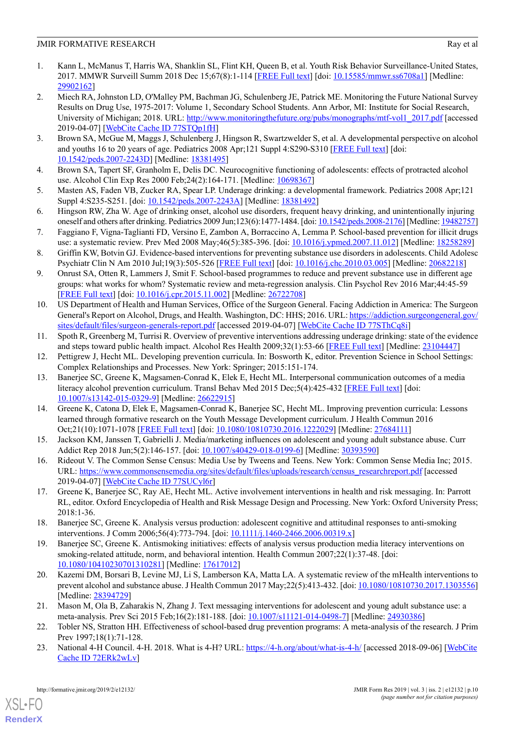1. Kann L, McManus T, Harris WA, Shanklin SL, Flint KH, Queen B, et al. Youth Risk Behavior Surveillance-United States, 2017. MMWR Surveill Summ 2018 Dec 15;67(8):1-114 [FREE Full text] [doi: 10.15585/mmwr.ss6708a1] [Medline: 29902162]
2. Miech RA, Johnston LD, O'Malley PM, Bachman JG, Schulenberg JE, Patrick ME. Monitoring the Future National Survey Results on Drug Use, 1975-2017: Volume 1, Secondary School Students. Ann Arbor, MI: Institute for Social Research, University of Michigan; 2018. URL: http://www.monitoringthefuture.org/pubs/monographs/mtf-vol1_2017.pdf [accessed 2019-04-07] [WebCite Cache ID 77STQp1fH]
3. Brown SA, McGue M, Maggs J, Schulenberg J, Hingson R, Swartzwelder S, et al. A developmental perspective on alcohol and youths 16 to 20 years of age. Pediatrics 2008 Apr;121 Suppl 4:S290-S310 [FREE Full text] [doi: 10.1542/peds.2007-2243D] [Medline: 18381495]
4. Brown SA, Tapert SF, Granholm E, Delis DC. Neurocognitive functioning of adolescents: effects of protracted alcohol use. Alcohol Clin Exp Res 2000 Feb;24(2):164-171. [Medline: 10698367]
5. Masten AS, Faden VB, Zucker RA, Spear LP. Underage drinking: a developmental framework. Pediatrics 2008 Apr;121 Suppl 4:S235-S251. [doi: 10.1542/peds.2007-2243A] [Medline: 18381492]
6. Hingson RW, Zha W. Age of drinking onset, alcohol use disorders, frequent heavy drinking, and unintentionally injuring oneself and others after drinking. Pediatrics 2009 Jun;123(6):1477-1484. [doi: 10.1542/peds.2008-2176] [Medline: 19482757]
7. Faggiano F, Vigna-Taglianti FD, Versino E, Zambon A, Borraccino A, Lemma P. School-based prevention for illicit drugs use: a systematic review. Prev Med 2008 May;46(5):385-396. [doi: 10.1016/j.ypmed.2007.11.012] [Medline: 18258289]
8. Griffin KW, Botvin GJ. Evidence-based interventions for preventing substance use disorders in adolescents. Child Adolesc Psychiatr Clin N Am 2010 Jul;19(3):505-526 [FREE Full text] [doi: 10.1016/j.chc.2010.03.005] [Medline: 20682218]
9. Onrust SA, Otten R, Lammers J, Smit F. School-based programmes to reduce and prevent substance use in different age groups: what works for whom? Systematic review and meta-regression analysis. Clin Psychol Rev 2016 Mar;44:45-59 [FREE Full text] [doi: 10.1016/j.cpr.2015.11.002] [Medline: 26722708]
10. US Department of Health and Human Services, Office of the Surgeon General. Facing Addiction in America: The Surgeon General's Report on Alcohol, Drugs, and Health. Washington, DC: HHS; 2016. URL: https://addiction.surgeongeneral.gov/sites/default/files/surgeon-generals-report.pdf [accessed 2019-04-07] [WebCite Cache ID 77SThCq8i]
11. Spoth R, Greenberg M, Turrisi R. Overview of preventive interventions addressing underage drinking: state of the evidence and steps toward public health impact. Alcohol Res Health 2009;32(1):53-66 [FREE Full text] [Medline: 23104447]
12. Pettigrew J, Hecht ML. Developing prevention curricula. In: Bosworth K, editor. Prevention Science in School Settings: Complex Relationships and Processes. New York: Springer; 2015:151-174.
13. Banerjee SC, Greene K, Magsamen-Conrad K, Elek E, Hecht ML. Interpersonal communication outcomes of a media literacy alcohol prevention curriculum. Transl Behav Med 2015 Dec;5(4):425-432 [FREE Full text] [doi: 10.1007/s13142-015-0329-9] [Medline: 26622915]
14. Greene K, Catona D, Elek E, Magsamen-Conrad K, Banerjee SC, Hecht ML. Improving prevention curricula: Lessons learned through formative research on the Youth Message Development curriculum. J Health Commun 2016 Oct;21(10):1071-1078 [FREE Full text] [doi: 10.1080/10810730.2016.1222029] [Medline: 27684111]
15. Jackson KM, Janssen T, Gabrielli J. Media/marketing influences on adolescent and young adult substance abuse. Curr Addict Rep 2018 Jun;5(2):146-157. [doi: 10.1007/s40429-018-0199-6] [Medline: 30393590]
16. Rideout V. The Common Sense Census: Media Use by Tweens and Teens. New York: Common Sense Media Inc; 2015. URL: https://www.commonsensemedia.org/sites/default/files/uploads/research/census_researchreport.pdf [accessed 2019-04-07] [WebCite Cache ID 77SUCyl6r]
17. Greene K, Banerjee SC, Ray AE, Hecht ML. Active involvement interventions in health and risk messaging. In: Parrott RL, editor. Oxford Encyclopedia of Health and Risk Message Design and Processing. New York: Oxford University Press; 2018:1-36.
18. Banerjee SC, Greene K. Analysis versus production: adolescent cognitive and attitudinal responses to anti-smoking interventions. J Comm 2006;56(4):773-794. [doi: 10.1111/j.1460-2466.2006.00319.x]
19. Banerjee SC, Greene K. Antismoking initiatives: effects of analysis versus production media literacy interventions on smoking-related attitude, norm, and behavioral intention. Health Commun 2007;22(1):37-48. [doi: 10.1080/10410230701310281] [Medline: 17617012]
20. Kazemi DM, Borsari B, Levine MJ, Li S, Lamberson KA, Matta LA. A systematic review of the mHealth interventions to prevent alcohol and substance abuse. J Health Commun 2017 May;22(5):413-432. [doi: 10.1080/10810730.2017.1303556] [Medline: 28394729]
21. Mason M, Ola B, Zaharakis N, Zhang J. Text messaging interventions for adolescent and young adult substance use: a meta-analysis. Prev Sci 2015 Feb;16(2):181-188. [doi: 10.1007/s11121-014-0498-7] [Medline: 24930386]
22. Tobler NS, Stratton HH. Effectiveness of school-based drug prevention programs: A meta-analysis of the research. J Prim Prev 1997;18(1):71-128.
23. National 4-H Council. 4-H. 2018. What is 4-H? URL: https://4-h.org/about/what-is-4-h/ [accessed 2018-09-06] [WebCite Cache ID 72ERk2wLv]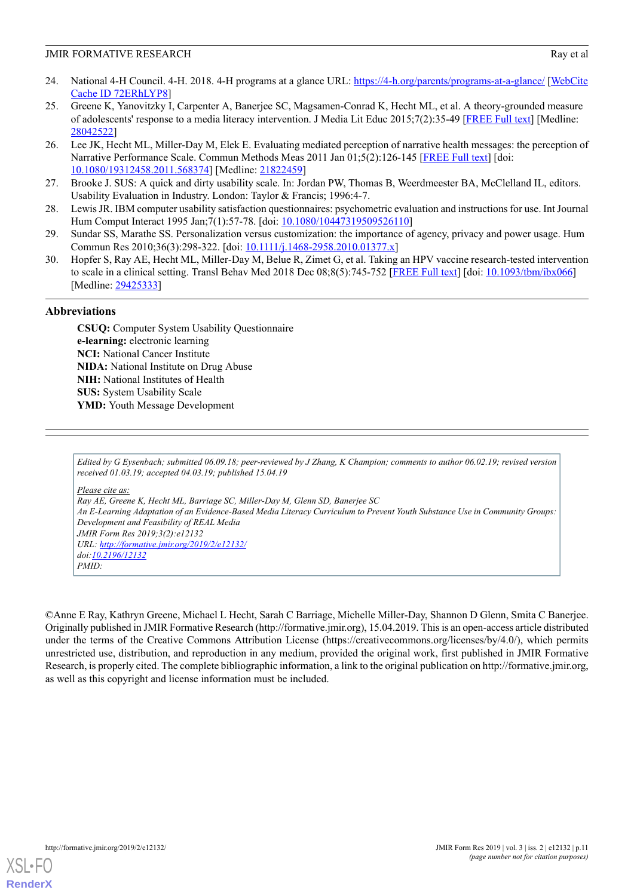24. National 4-H Council. 4-H. 2018. 4-H programs at a glance URL: https://4-h.org/parents/programs-at-a-glance/ [WebCite Cache ID 72ERhLYP8]
25. Greene K, Yanovitzky I, Carpenter A, Banerjee SC, Magsamen-Conrad K, Hecht ML, et al. A theory-grounded measure of adolescents' response to a media literacy intervention. J Media Lit Educ 2015;7(2):35-49 [FREE Full text] [Medline: 28042522]
26. Lee JK, Hecht ML, Miller-Day M, Elek E. Evaluating mediated perception of narrative health messages: the perception of Narrative Performance Scale. Commun Methods Meas 2011 Jan 01;5(2):126-145 [FREE Full text] [doi: 10.1080/19312458.2011.568374] [Medline: 21822459]
27. Brooke J. SUS: A quick and dirty usability scale. In: Jordan PW, Thomas B, Weerdmeester BA, McClelland IL, editors. Usability Evaluation in Industry. London: Taylor & Francis; 1996:4-7.
28. Lewis JR. IBM computer usability satisfaction questionnaires: psychometric evaluation and instructions for use. Int Journal Hum Comput Interact 1995 Jan;7(1):57-78. [doi: 10.1080/10447319509526110]
29. Sundar SS, Marathe SS. Personalization versus customization: the importance of agency, privacy and power usage. Hum Commun Res 2010;36(3):298-322. [doi: 10.1111/j.1468-2958.2010.01377.x]
30. Hopfer S, Ray AE, Hecht ML, Miller-Day M, Belue R, Zimet G, et al. Taking an HPV vaccine research-tested intervention to scale in a clinical setting. Transl Behav Med 2018 Dec 08;8(5):745-752 [FREE Full text] [doi: 10.1093/tbm/ibx066] [Medline: 29425333]

## Abbreviations

**CSUQ:** Computer System Usability Questionnaire
**e-learning:** electronic learning
**NCI:** National Cancer Institute
**NIDA:** National Institute on Drug Abuse
**NIH:** National Institutes of Health
**SUS:** System Usability Scale
**YMD:** Youth Message Development

*Edited by G Eysenbach; submitted 06.09.18; peer-reviewed by J Zhang, K Champion; comments to author 06.02.19; revised version received 01.03.19; accepted 04.03.19; published 15.04.19*

*Please cite as:*
*Ray AE, Greene K, Hecht ML, Barriage SC, Miller-Day M, Glenn SD, Banerjee SC*
*An E-Learning Adaptation of an Evidence-Based Media Literacy Curriculum to Prevent Youth Substance Use in Community Groups: Development and Feasibility of REAL Media*
*JMIR Form Res 2019;3(2):e12132*
*URL: http://formative.jmir.org/2019/2/e12132/*
*doi:10.2196/12132*
*PMID:*

©Anne E Ray, Kathryn Greene, Michael L Hecht, Sarah C Barriage, Michelle Miller-Day, Shannon D Glenn, Smita C Banerjee. Originally published in JMIR Formative Research (http://formative.jmir.org), 15.04.2019. This is an open-access article distributed under the terms of the Creative Commons Attribution License (https://creativecommons.org/licenses/by/4.0/), which permits unrestricted use, distribution, and reproduction in any medium, provided the original work, first published in JMIR Formative Research, is properly cited. The complete bibliographic information, a link to the original publication on http://formative.jmir.org, as well as this copyright and license information must be included.